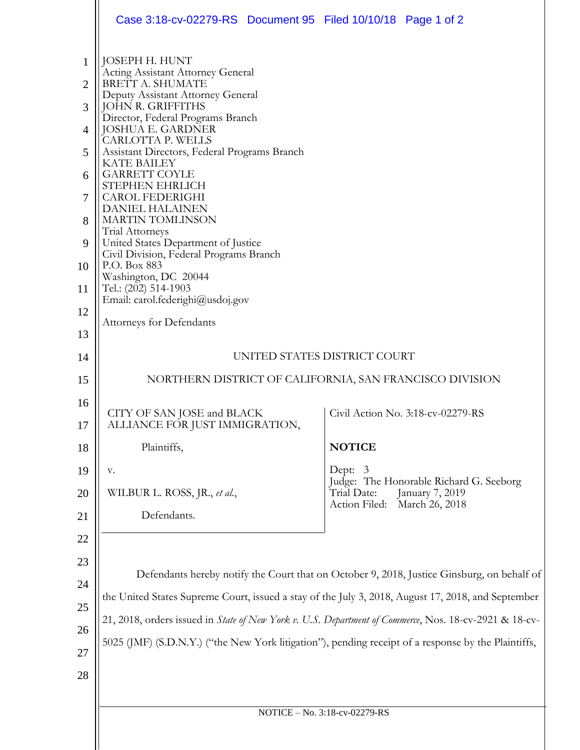JOSEPH H. HUNT
Acting Assistant Attorney General
BRETT A. SHUMATE
Deputy Assistant Attorney General
JOHN R. GRIFFITHS
Director, Federal Programs Branch
JOSHUA E. GARDNER
CARLOTTA P. WELLS
Assistant Directors, Federal Programs Branch
KATE BAILEY
GARRETT COYLE
STEPHEN EHRLICH
CAROL FEDERIGHI
DANIEL HALAINEN
MARTIN TOMLINSON
Trial Attorneys
United States Department of Justice
Civil Division, Federal Programs Branch
P.O. Box 883
Washington, DC 20044
Tel.: (202) 514-1903
Email: carol.federighi@usdoj.gov

Attorneys for Defendants

UNITED STATES DISTRICT COURT

NORTHERN DISTRICT OF CALIFORNIA, SAN FRANCISCO DIVISION

| | |
|---|---|
| CITY OF SAN JOSE and BLACK ALLIANCE FOR JUST IMMIGRATION,<br><br>Plaintiffs,<br><br>v.<br><br>WILBUR L. ROSS, JR., *et al.*,<br><br>Defendants. | Civil Action No. 3:18-cv-02279-RS<br><br>**NOTICE**<br><br>Dept: 3<br>Judge: The Honorable Richard G. Seeborg<br>Trial Date: January 7, 2019<br>Action Filed: March 26, 2018 |

Defendants hereby notify the Court that on October 9, 2018, Justice Ginsburg, on behalf of the United States Supreme Court, issued a stay of the July 3, 2018, August 17, 2018, and September 21, 2018, orders issued in *State of New York v. U.S. Department of Commerce*, Nos. 18-cv-2921 & 18-cv-5025 (JMF) (S.D.N.Y.) ("the New York litigation"), pending receipt of a response by the Plaintiffs,

NOTICE – No. 3:18-cv-02279-RS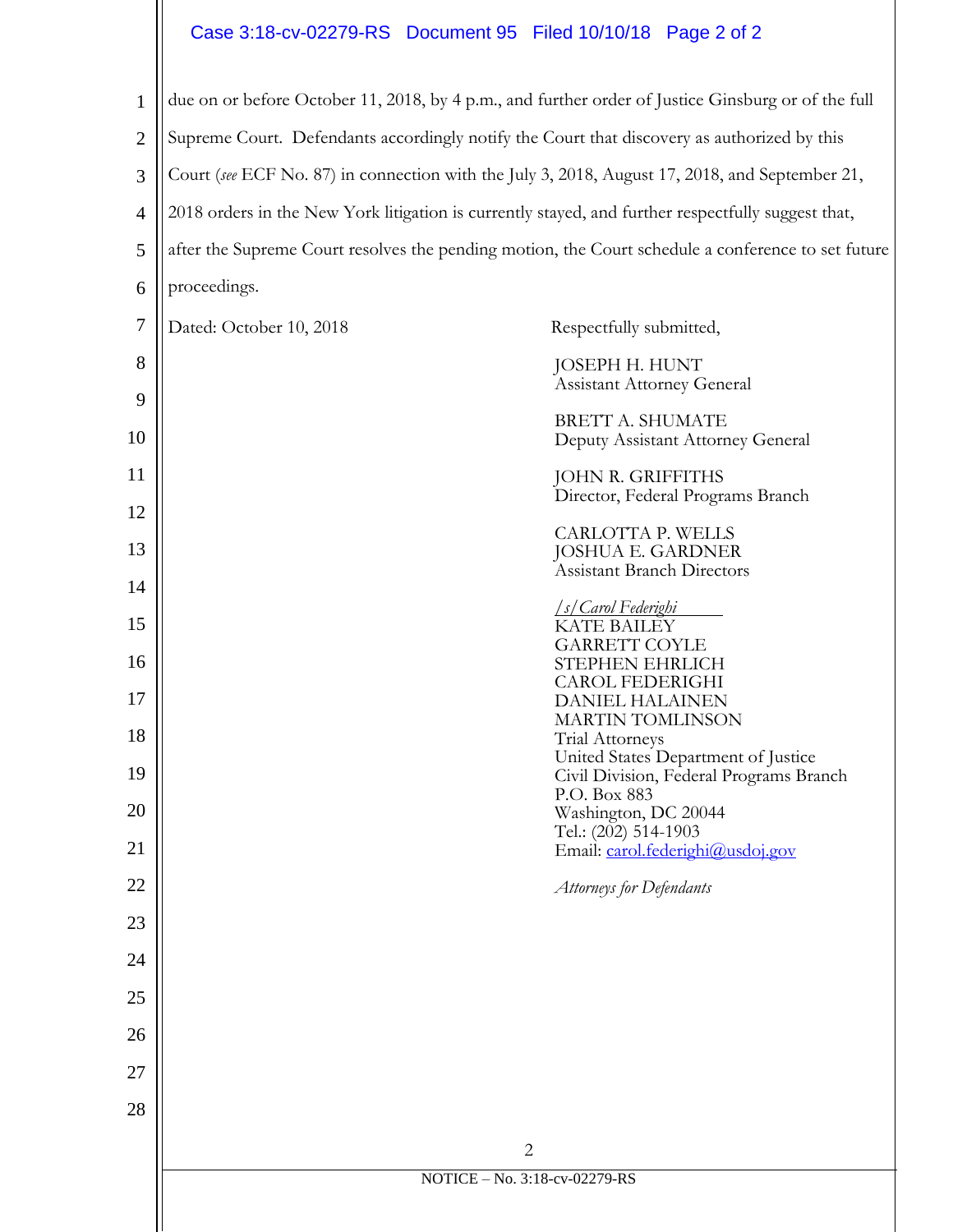due on or before October 11, 2018, by 4 p.m., and further order of Justice Ginsburg or of the full Supreme Court. Defendants accordingly notify the Court that discovery as authorized by this Court (*see* ECF No. 87) in connection with the July 3, 2018, August 17, 2018, and September 21, 2018 orders in the New York litigation is currently stayed, and further respectfully suggest that, after the Supreme Court resolves the pending motion, the Court schedule a conference to set future proceedings.

Dated: October 10, 2018

Respectfully submitted,

JOSEPH H. HUNT
Assistant Attorney General

BRETT A. SHUMATE
Deputy Assistant Attorney General

JOHN R. GRIFFITHS
Director, Federal Programs Branch

CARLOTTA P. WELLS
JOSHUA E. GARDNER
Assistant Branch Directors

*/s/ Carol Federighi*
KATE BAILEY
GARRETT COYLE
STEPHEN EHRLICH
CAROL FEDERIGHI
DANIEL HALAINEN
MARTIN TOMLINSON
Trial Attorneys
United States Department of Justice
Civil Division, Federal Programs Branch
P.O. Box 883
Washington, DC 20044
Tel.: (202) 514-1903
Email: carol.federighi@usdoj.gov

*Attorneys for Defendants*

NOTICE – No. 3:18-cv-02279-RS